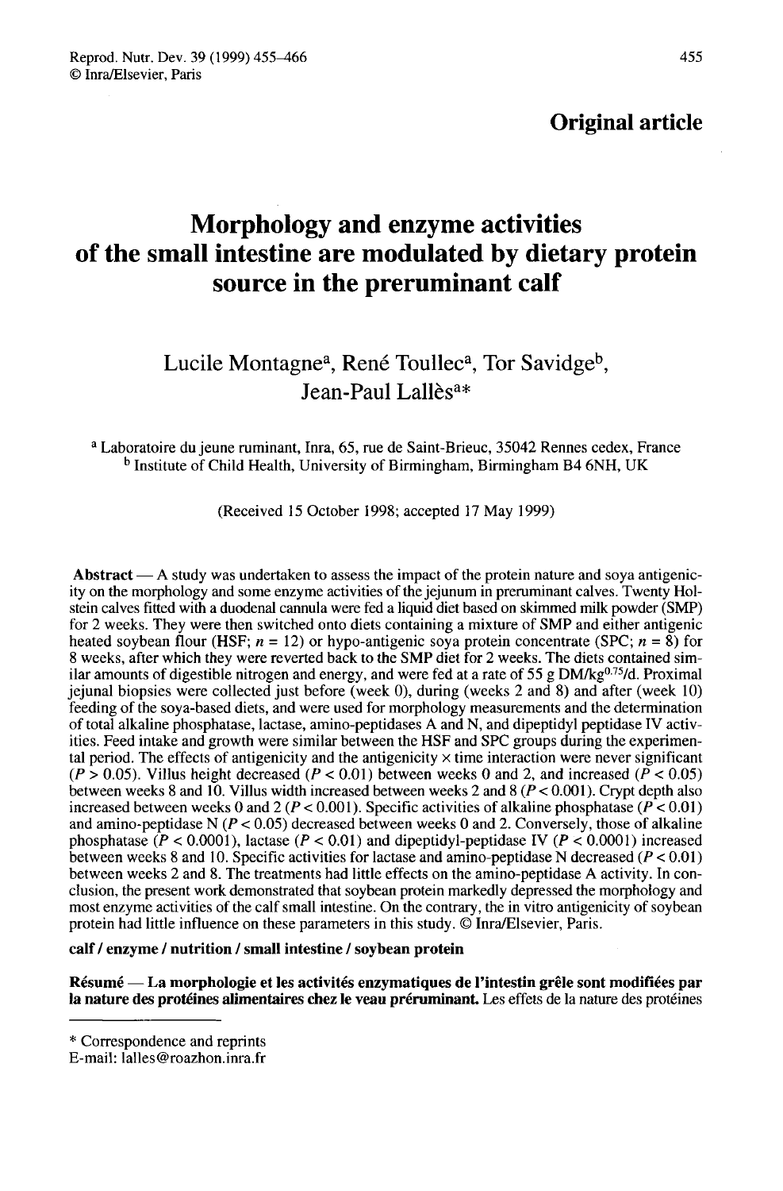Original article

# Morphology and enzyme activities of the small intestine are modulated by dietary protein source in the preruminant calf

Lucile Montagne[a], René Toullec[a], Tor Savidge[b], Jean-Paul Lallès[a*]

[a] Laboratoire du jeune ruminant, Inra, 65, rue de Saint-Brieuc, 35042 Rennes cedex, France
[b] Institute of Child Health, University of Birmingham, Birmingham B4 6NH, UK

(Received 15 October 1998; accepted 17 May 1999)

**Abstract** — A study was undertaken to assess the impact of the protein nature and soya antigenicity on the morphology and some enzyme activities of the jejunum in preruminant calves. Twenty Holstein calves fitted with a duodenal cannula were fed a liquid diet based on skimmed milk powder (SMP) for 2 weeks. They were then switched onto diets containing a mixture of SMP and either antigenic heated soybean flour (HSF; $n = 12$) or hypo-antigenic soya protein concentrate (SPC; $n = 8$) for 8 weeks, after which they were reverted back to the SMP diet for 2 weeks. The diets contained similar amounts of digestible nitrogen and energy, and were fed at a rate of 55 g DM/kg$^{0.75}$/d. Proximal jejunal biopsies were collected just before (week 0), during (weeks 2 and 8) and after (week 10) feeding of the soya-based diets, and were used for morphology measurements and the determination of total alkaline phosphatase, lactase, amino-peptidases A and N, and dipeptidyl peptidase IV activities. Feed intake and growth were similar between the HSF and SPC groups during the experimental period. The effects of antigenicity and the antigenicity × time interaction were never significant ($P > 0.05$). Villus height decreased ($P < 0.01$) between weeks 0 and 2, and increased ($P < 0.05$) between weeks 8 and 10. Villus width increased between weeks 2 and 8 ($P < 0.001$). Crypt depth also increased between weeks 0 and 2 ($P < 0.001$). Specific activities of alkaline phosphatase ($P < 0.01$) and amino-peptidase N ($P < 0.05$) decreased between weeks 0 and 2. Conversely, those of alkaline phosphatase ($P < 0.0001$), lactase ($P < 0.01$) and dipeptidyl-peptidase IV ($P < 0.0001$) increased between weeks 8 and 10. Specific activities for lactase and amino-peptidase N decreased ($P < 0.01$) between weeks 2 and 8. The treatments had little effects on the amino-peptidase A activity. In conclusion, the present work demonstrated that soybean protein markedly depressed the morphology and most enzyme activities of the calf small intestine. On the contrary, the in vitro antigenicity of soybean protein had little influence on these parameters in this study. © Inra/Elsevier, Paris.

**calf / enzyme / nutrition / small intestine / soybean protein**

**Résumé — La morphologie et les activités enzymatiques de l'intestin grêle sont modifiées par la nature des protéines alimentaires chez le veau préruminant.** Les effets de la nature des protéines

* Correspondence and reprints
E-mail: lalles@roazhon.inra.fr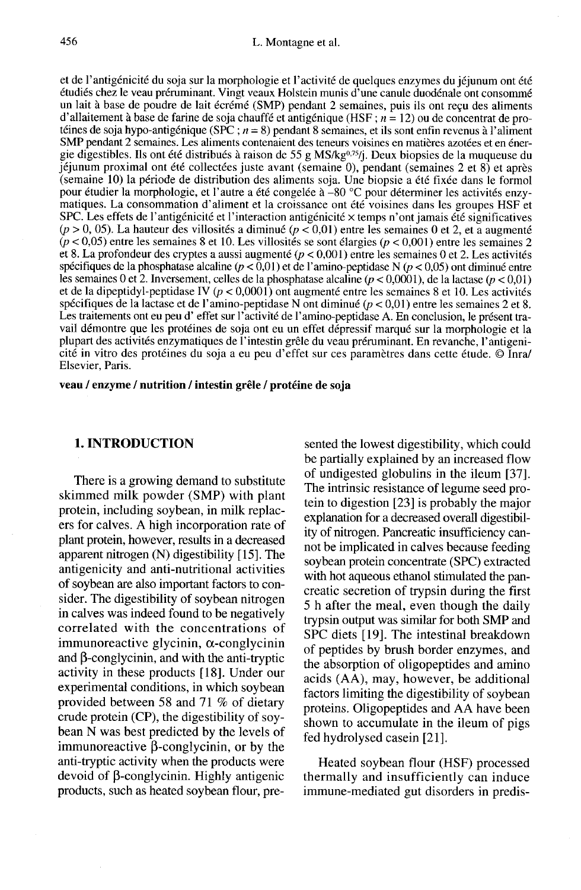et de l'antigénicité du soja sur la morphologie et l'activité de quelques enzymes du jéjunum ont été étudiés chez le veau préruminant. Vingt veaux Holstein munis d'une canule duodénale ont consommé un lait à base de poudre de lait écrémé (SMP) pendant 2 semaines, puis ils ont reçu des aliments d'allaitement à base de farine de soja chauffé et antigénique (HSF ; $n = 12$) ou de concentrat de protéines de soja hypo-antigénique (SPC ; $n = 8$) pendant 8 semaines, et ils sont enfin revenus à l'aliment SMP pendant 2 semaines. Les aliments contenaient des teneurs voisines en matières azotées et en énergie digestibles. Ils ont été distribués à raison de 55 g MS/kg$^{0,75}$/j. Deux biopsies de la muqueuse du jéjunum proximal ont été collectées juste avant (semaine 0), pendant (semaines 2 et 8) et après (semaine 10) la période de distribution des aliments soja. Une biopsie a été fixée dans le formol pour étudier la morphologie, et l'autre a été congelée à –80 °C pour déterminer les activités enzymatiques. La consommation d'aliment et la croissance ont été voisines dans les groupes HSF et SPC. Les effets de l'antigénicité et l'interaction antigénicité × temps n'ont jamais été significatives ($p > 0,05$). La hauteur des villosités a diminué ($p < 0,01$) entre les semaines 0 et 2, et a augmenté ($p < 0,05$) entre les semaines 8 et 10. Les villosités se sont élargies ($p < 0,001$) entre les semaines 2 et 8. La profondeur des cryptes a aussi augmenté ($p < 0,01$) entre les semaines 0 et 2. Les activités spécifiques de la phosphatase alcaline ($p < 0,01$) et de l'amino-peptidase N ($p < 0,05$) ont diminué entre les semaines 0 et 2. Inversement, celles de la phosphatase alcaline ($p < 0,0001$), de la lactase ($p < 0,01$) et de la dipeptidyl-peptidase IV ($p < 0,0001$) ont augmenté entre les semaines 8 et 10. Les activités spécifiques de la lactase et de l'amino-peptidase N ont diminué ($p < 0,01$) entre les semaines 2 et 8. Les traitements ont eu peu d' effet sur l'activité de l'amino-peptidase A. En conclusion, le présent travail démontre que les protéines de soja ont eu un effet dépressif marqué sur la morphologie et la plupart des activités enzymatiques de l'intestin grêle du veau préruminant. En revanche, l'antigenicité in vitro des protéines du soja a eu peu d'effet sur ces paramètres dans cette étude. © Inra/Elsevier, Paris.

**veau / enzyme / nutrition / intestin grêle / protéine de soja**

## 1. INTRODUCTION

There is a growing demand to substitute skimmed milk powder (SMP) with plant protein, including soybean, in milk replacers for calves. A high incorporation rate of plant protein, however, results in a decreased apparent nitrogen (N) digestibility [15]. The antigenicity and anti-nutritional activities of soybean are also important factors to consider. The digestibility of soybean nitrogen in calves was indeed found to be negatively correlated with the concentrations of immunoreactive glycinin, $\alpha$-conglycinin and $\beta$-conglycinin, and with the anti-tryptic activity in these products [18]. Under our experimental conditions, in which soybean provided between 58 and 71 % of dietary crude protein (CP), the digestibility of soybean N was best predicted by the levels of immunoreactive $\beta$-conglycinin, or by the anti-tryptic activity when the products were devoid of $\beta$-conglycinin. Highly antigenic products, such as heated soybean flour, presented the lowest digestibility, which could be partially explained by an increased flow of undigested globulins in the ileum [37]. The intrinsic resistance of legume seed protein to digestion [23] is probably the major explanation for a decreased overall digestibility of nitrogen. Pancreatic insufficiency cannot be implicated in calves because feeding soybean protein concentrate (SPC) extracted with hot aqueous ethanol stimulated the pancreatic secretion of trypsin during the first 5 h after the meal, even though the daily trypsin output was similar for both SMP and SPC diets [19]. The intestinal breakdown of peptides by brush border enzymes, and the absorption of oligopeptides and amino acids (AA), may, however, be additional factors limiting the digestibility of soybean proteins. Oligopeptides and AA have been shown to accumulate in the ileum of pigs fed hydrolysed casein [21].

Heated soybean flour (HSF) processed thermally and insufficiently can induce immune-mediated gut disorders in predis-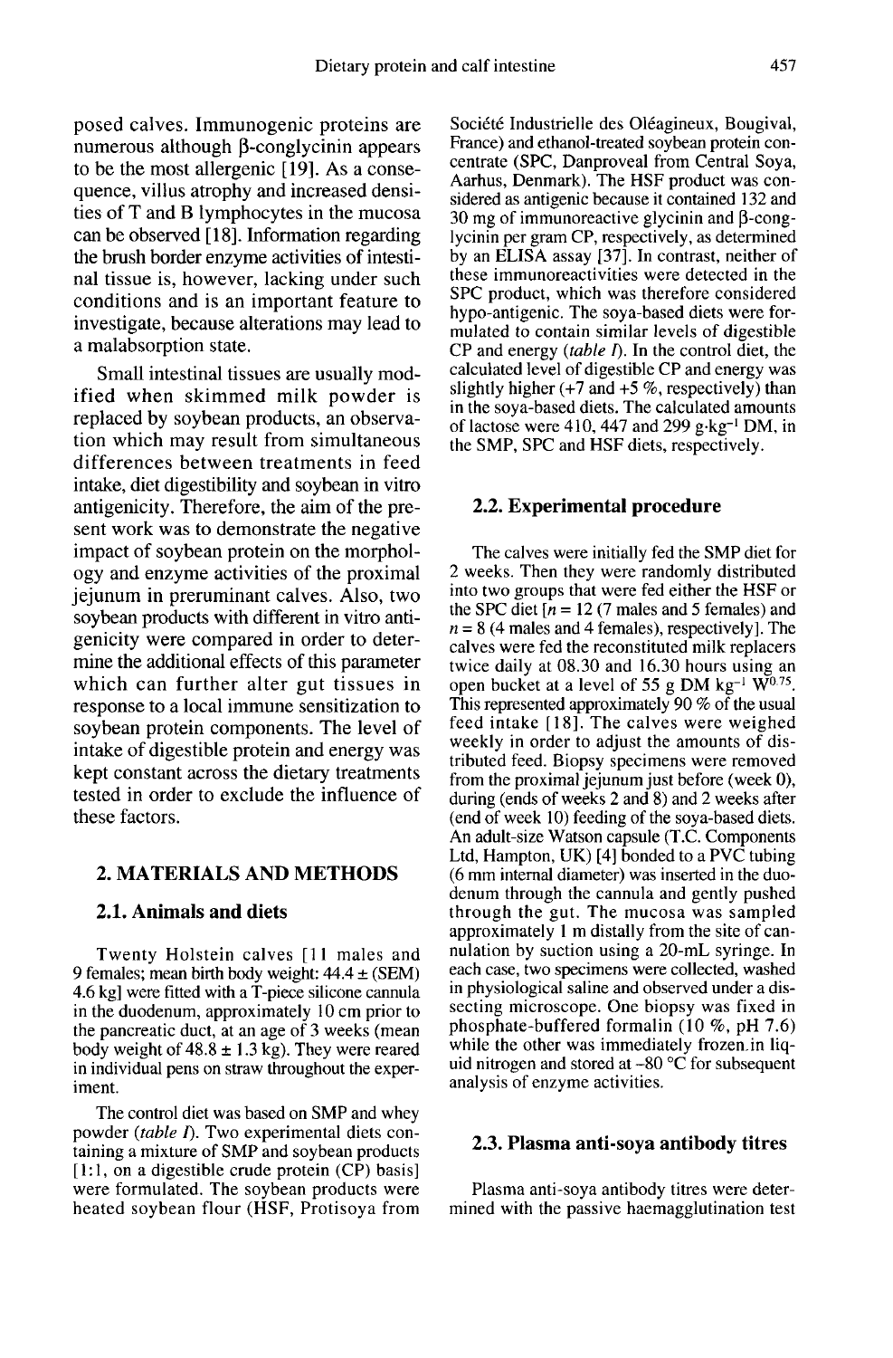posed calves. Immunogenic proteins are numerous although β-conglycinin appears to be the most allergenic [19]. As a consequence, villus atrophy and increased densities of T and B lymphocytes in the mucosa can be observed [18]. Information regarding the brush border enzyme activities of intestinal tissue is, however, lacking under such conditions and is an important feature to investigate, because alterations may lead to a malabsorption state.

Small intestinal tissues are usually modified when skimmed milk powder is replaced by soybean products, an observation which may result from simultaneous differences between treatments in feed intake, diet digestibility and soybean in vitro antigenicity. Therefore, the aim of the present work was to demonstrate the negative impact of soybean protein on the morphology and enzyme activities of the proximal jejunum in preruminant calves. Also, two soybean products with different in vitro antigenicity were compared in order to determine the additional effects of this parameter which can further alter gut tissues in response to a local immune sensitization to soybean protein components. The level of intake of digestible protein and energy was kept constant across the dietary treatments tested in order to exclude the influence of these factors.

## 2. MATERIALS AND METHODS

### 2.1. Animals and diets

Twenty Holstein calves [11 males and 9 females; mean birth body weight: 44.4 ± (SEM) 4.6 kg] were fitted with a T-piece silicone cannula in the duodenum, approximately 10 cm prior to the pancreatic duct, at an age of 3 weeks (mean body weight of 48.8 ± 1.3 kg). They were reared in individual pens on straw throughout the experiment.

The control diet was based on SMP and whey powder (*table I*). Two experimental diets containing a mixture of SMP and soybean products [1:1, on a digestible crude protein (CP) basis] were formulated. The soybean products were heated soybean flour (HSF, Protisoya from Société Industrielle des Oléagineux, Bougival, France) and ethanol-treated soybean protein concentrate (SPC, Danproveal from Central Soya, Aarhus, Denmark). The HSF product was considered as antigenic because it contained 132 and 30 mg of immunoreactive glycinin and β-conglycinin per gram CP, respectively, as determined by an ELISA assay [37]. In contrast, neither of these immunoreactivities were detected in the SPC product, which was therefore considered hypo-antigenic. The soya-based diets were formulated to contain similar levels of digestible CP and energy (*table I*). In the control diet, the calculated level of digestible CP and energy was slightly higher (+7 and +5 %, respectively) than in the soya-based diets. The calculated amounts of lactose were 410, 447 and 299 g·kg$^{-1}$ DM, in the SMP, SPC and HSF diets, respectively.

### 2.2. Experimental procedure

The calves were initially fed the SMP diet for 2 weeks. Then they were randomly distributed into two groups that were fed either the HSF or the SPC diet [$n$ = 12 (7 males and 5 females) and $n$ = 8 (4 males and 4 females), respectively]. The calves were fed the reconstituted milk replacers twice daily at 08.30 and 16.30 hours using an open bucket at a level of 55 g DM kg$^{-1}$ W$^{0.75}$. This represented approximately 90 % of the usual feed intake [18]. The calves were weighed weekly in order to adjust the amounts of distributed feed. Biopsy specimens were removed from the proximal jejunum just before (week 0), during (ends of weeks 2 and 8) and 2 weeks after (end of week 10) feeding of the soya-based diets. An adult-size Watson capsule (T.C. Components Ltd, Hampton, UK) [4] bonded to a PVC tubing (6 mm internal diameter) was inserted in the duodenum through the cannula and gently pushed through the gut. The mucosa was sampled approximately 1 m distally from the site of cannulation by suction using a 20-mL syringe. In each case, two specimens were collected, washed in physiological saline and observed under a dissecting microscope. One biopsy was fixed in phosphate-buffered formalin (10 %, pH 7.6) while the other was immediately frozen in liquid nitrogen and stored at –80 °C for subsequent analysis of enzyme activities.

### 2.3. Plasma anti-soya antibody titres

Plasma anti-soya antibody titres were determined with the passive haemagglutination test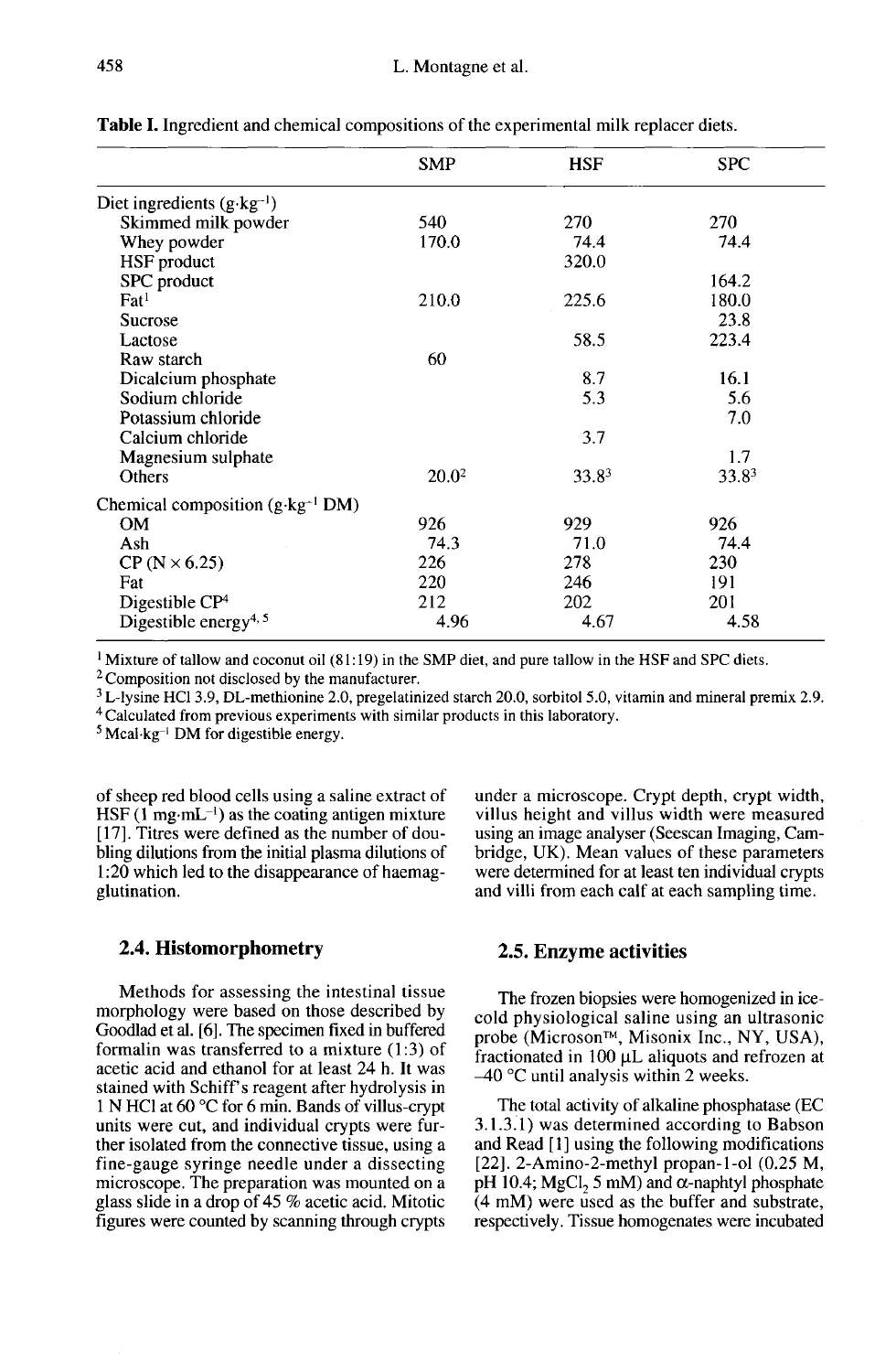**Table I.** Ingredient and chemical compositions of the experimental milk replacer diets.

| | SMP | HSF | SPC |
|---|---|---|---|
| Diet ingredients ($g \cdot kg^{-1}$) | | | |
| Skimmed milk powder | 540 | 270 | 270 |
| Whey powder | 170.0 | 74.4 | 74.4 |
| HSF product | | 320.0 | |
| SPC product | | | 164.2 |
| Fat[1] | 210.0 | 225.6 | 180.0 |
| Sucrose | | | 23.8 |
| Lactose | | 58.5 | 223.4 |
| Raw starch | 60 | | |
| Dicalcium phosphate | | 8.7 | 16.1 |
| Sodium chloride | | 5.3 | 5.6 |
| Potassium chloride | | | 7.0 |
| Calcium chloride | | 3.7 | |
| Magnesium sulphate | | | 1.7 |
| Others | 20.0[2] | 33.8[3] | 33.8[3] |
| Chemical composition ($g \cdot kg^{-1}$ DM) | | | |
| OM | 926 | 929 | 926 |
| Ash | 74.3 | 71.0 | 74.4 |
| CP (N × 6.25) | 226 | 278 | 230 |
| Fat | 220 | 246 | 191 |
| Digestible CP[4] | 212 | 202 | 201 |
| Digestible energy[4, 5] | 4.96 | 4.67 | 4.58 |

[1] Mixture of tallow and coconut oil (81:19) in the SMP diet, and pure tallow in the HSF and SPC diets.
[2] Composition not disclosed by the manufacturer.
[3] L-lysine HCl 3.9, DL-methionine 2.0, pregelatinized starch 20.0, sorbitol 5.0, vitamin and mineral premix 2.9.
[4] Calculated from previous experiments with similar products in this laboratory.
[5] $Mcal \cdot kg^{-1}$ DM for digestible energy.

of sheep red blood cells using a saline extract of HSF ($1\ mg \cdot mL^{-1}$) as the coating antigen mixture [17]. Titres were defined as the number of doubling dilutions from the initial plasma dilutions of 1:20 which led to the disappearance of haemagglutination.

## 2.4. Histomorphometry

Methods for assessing the intestinal tissue morphology were based on those described by Goodlad et al. [6]. The specimen fixed in buffered formalin was transferred to a mixture (1:3) of acetic acid and ethanol for at least 24 h. It was stained with Schiff's reagent after hydrolysis in 1 N HCl at 60 °C for 6 min. Bands of villus-crypt units were cut, and individual crypts were further isolated from the connective tissue, using a fine-gauge syringe needle under a dissecting microscope. The preparation was mounted on a glass slide in a drop of 45 % acetic acid. Mitotic figures were counted by scanning through crypts under a microscope. Crypt depth, crypt width, villus height and villus width were measured using an image analyser (Seescan Imaging, Cambridge, UK). Mean values of these parameters were determined for at least ten individual crypts and villi from each calf at each sampling time.

## 2.5. Enzyme activities

The frozen biopsies were homogenized in ice-cold physiological saline using an ultrasonic probe (Microson™, Misonix Inc., NY, USA), fractionated in 100 μL aliquots and refrozen at –40 °C until analysis within 2 weeks.

The total activity of alkaline phosphatase (EC 3.1.3.1) was determined according to Babson and Read [1] using the following modifications [22]. 2-Amino-2-methyl propan-1-ol (0.25 M, pH 10.4; $MgCl_2$ 5 mM) and α-naphtyl phosphate (4 mM) were used as the buffer and substrate, respectively. Tissue homogenates were incubated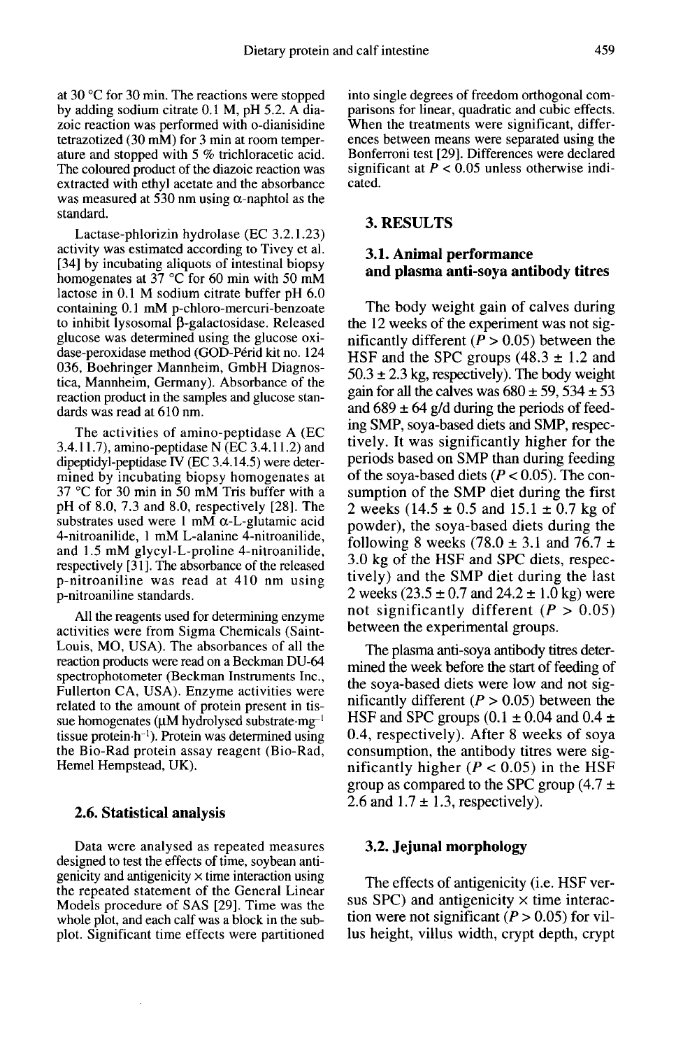at 30 °C for 30 min. The reactions were stopped by adding sodium citrate 0.1 M, pH 5.2. A diazoic reaction was performed with o-dianisidine tetrazotized (30 mM) for 3 min at room temperature and stopped with 5 % trichloracetic acid. The coloured product of the diazoic reaction was extracted with ethyl acetate and the absorbance was measured at 530 nm using α-naphtol as the standard.

Lactase-phlorizin hydrolase (EC 3.2.1.23) activity was estimated according to Tivey et al. [34] by incubating aliquots of intestinal biopsy homogenates at 37 °C for 60 min with 50 mM lactose in 0.1 M sodium citrate buffer pH 6.0 containing 0.1 mM p-chloro-mercuri-benzoate to inhibit lysosomal β-galactosidase. Released glucose was determined using the glucose oxidase-peroxidase method (GOD-Périd kit no. 124 036, Boehringer Mannheim, GmbH Diagnostica, Mannheim, Germany). Absorbance of the reaction product in the samples and glucose standards was read at 610 nm.

The activities of amino-peptidase A (EC 3.4.11.7), amino-peptidase N (EC 3.4.11.2) and dipeptidyl-peptidase IV (EC 3.4.14.5) were determined by incubating biopsy homogenates at 37 °C for 30 min in 50 mM Tris buffer with a pH of 8.0, 7.3 and 8.0, respectively [28]. The substrates used were 1 mM α-L-glutamic acid 4-nitroanilide, 1 mM L-alanine 4-nitroanilide, and 1.5 mM glycyl-L-proline 4-nitroanilide, respectively [31]. The absorbance of the released p-nitroaniline was read at 410 nm using p-nitroaniline standards.

All the reagents used for determining enzyme activities were from Sigma Chemicals (Saint-Louis, MO, USA). The absorbances of all the reaction products were read on a Beckman DU-64 spectrophotometer (Beckman Instruments Inc., Fullerton CA, USA). Enzyme activities were related to the amount of protein present in tissue homogenates (μM hydrolysed substrate·$mg^{-1}$ tissue protein·$h^{-1}$). Protein was determined using the Bio-Rad protein assay reagent (Bio-Rad, Hemel Hempstead, UK).

### 2.6. Statistical analysis

Data were analysed as repeated measures designed to test the effects of time, soybean antigenicity and antigenicity × time interaction using the repeated statement of the General Linear Models procedure of SAS [29]. Time was the whole plot, and each calf was a block in the subplot. Significant time effects were partitioned into single degrees of freedom orthogonal comparisons for linear, quadratic and cubic effects. When the treatments were significant, differences between means were separated using the Bonferroni test [29]. Differences were declared significant at $P < 0.05$ unless otherwise indicated.

## 3. RESULTS

### 3.1. Animal performance and plasma anti-soya antibody titres

The body weight gain of calves during the 12 weeks of the experiment was not significantly different ($P > 0.05$) between the HSF and the SPC groups (48.3 ± 1.2 and 50.3 ± 2.3 kg, respectively). The body weight gain for all the calves was 680 ± 59, 534 ± 53 and 689 ± 64 g/d during the periods of feeding SMP, soya-based diets and SMP, respectively. It was significantly higher for the periods based on SMP than during feeding of the soya-based diets ($P < 0.05$). The consumption of the SMP diet during the first 2 weeks (14.5 ± 0.5 and 15.1 ± 0.7 kg of powder), the soya-based diets during the following 8 weeks (78.0 ± 3.1 and 76.7 ± 3.0 kg of the HSF and SPC diets, respectively) and the SMP diet during the last 2 weeks (23.5 ± 0.7 and 24.2 ± 1.0 kg) were not significantly different ($P > 0.05$) between the experimental groups.

The plasma anti-soya antibody titres determined the week before the start of feeding of the soya-based diets were low and not significantly different ($P > 0.05$) between the HSF and SPC groups (0.1 ± 0.04 and 0.4 ± 0.4, respectively). After 8 weeks of soya consumption, the antibody titres were significantly higher ($P < 0.05$) in the HSF group as compared to the SPC group (4.7 ± 2.6 and 1.7 ± 1.3, respectively).

### 3.2. Jejunal morphology

The effects of antigenicity (i.e. HSF versus SPC) and antigenicity × time interaction were not significant ($P > 0.05$) for villus height, villus width, crypt depth, crypt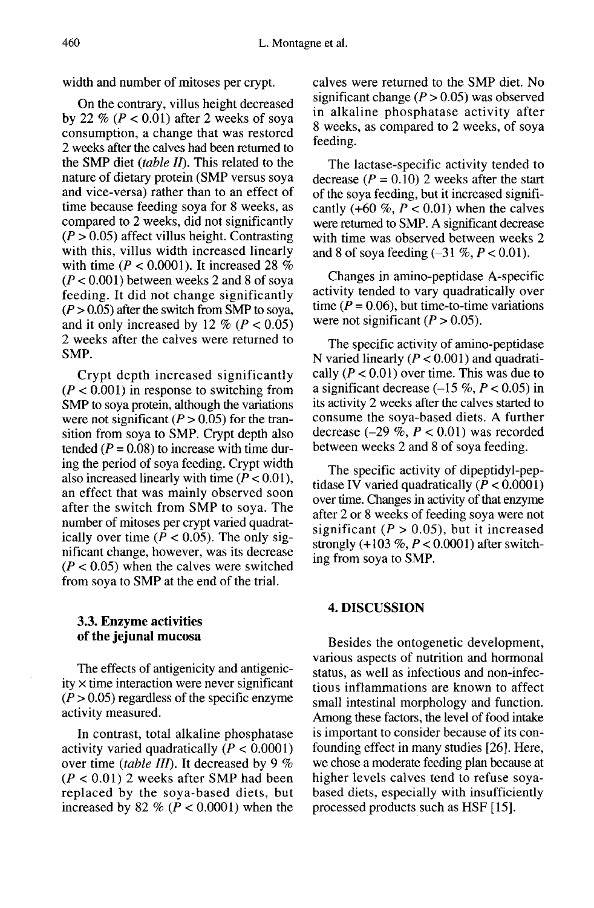width and number of mitoses per crypt.

On the contrary, villus height decreased by 22 % ($P < 0.01$) after 2 weeks of soya consumption, a change that was restored 2 weeks after the calves had been returned to the SMP diet (*table II*). This related to the nature of dietary protein (SMP versus soya and vice-versa) rather than to an effect of time because feeding soya for 8 weeks, as compared to 2 weeks, did not significantly ($P > 0.05$) affect villus height. Contrasting with this, villus width increased linearly with time ($P < 0.0001$). It increased 28 % ($P < 0.001$) between weeks 2 and 8 of soya feeding. It did not change significantly ($P > 0.05$) after the switch from SMP to soya, and it only increased by 12 % ($P < 0.05$) 2 weeks after the calves were returned to SMP.

Crypt depth increased significantly ($P < 0.001$) in response to switching from SMP to soya protein, although the variations were not significant ($P > 0.05$) for the transition from soya to SMP. Crypt depth also tended ($P = 0.08$) to increase with time during the period of soya feeding. Crypt width also increased linearly with time ($P < 0.01$), an effect that was mainly observed soon after the switch from SMP to soya. The number of mitoses per crypt varied quadratically over time ($P < 0.05$). The only significant change, however, was its decrease ($P < 0.05$) when the calves were switched from soya to SMP at the end of the trial.

### 3.3. Enzyme activities of the jejunal mucosa

The effects of antigenicity and antigenicity × time interaction were never significant ($P > 0.05$) regardless of the specific enzyme activity measured.

In contrast, total alkaline phosphatase activity varied quadratically ($P < 0.0001$) over time (*table III*). It decreased by 9 % ($P < 0.01$) 2 weeks after SMP had been replaced by the soya-based diets, but increased by 82 % ($P < 0.0001$) when the calves were returned to the SMP diet. No significant change ($P > 0.05$) was observed in alkaline phosphatase activity after 8 weeks, as compared to 2 weeks, of soya feeding.

The lactase-specific activity tended to decrease ($P = 0.10$) 2 weeks after the start of the soya feeding, but it increased significantly (+60 %, $P < 0.01$) when the calves were returned to SMP. A significant decrease with time was observed between weeks 2 and 8 of soya feeding (–31 %, $P < 0.01$).

Changes in amino-peptidase A-specific activity tended to vary quadratically over time ($P = 0.06$), but time-to-time variations were not significant ($P > 0.05$).

The specific activity of amino-peptidase N varied linearly ($P < 0.001$) and quadratically ($P < 0.01$) over time. This was due to a significant decrease (–15 %, $P < 0.05$) in its activity 2 weeks after the calves started to consume the soya-based diets. A further decrease (–29 %, $P < 0.01$) was recorded between weeks 2 and 8 of soya feeding.

The specific activity of dipeptidyl-peptidase IV varied quadratically ($P < 0.0001$) over time. Changes in activity of that enzyme after 2 or 8 weeks of feeding soya were not significant ($P > 0.05$), but it increased strongly (+103 %, $P < 0.0001$) after switching from soya to SMP.

## 4. DISCUSSION

Besides the ontogenetic development, various aspects of nutrition and hormonal status, as well as infectious and non-infectious inflammations are known to affect small intestinal morphology and function. Among these factors, the level of food intake is important to consider because of its confounding effect in many studies [26]. Here, we chose a moderate feeding plan because at higher levels calves tend to refuse soya-based diets, especially with insufficiently processed products such as HSF [15].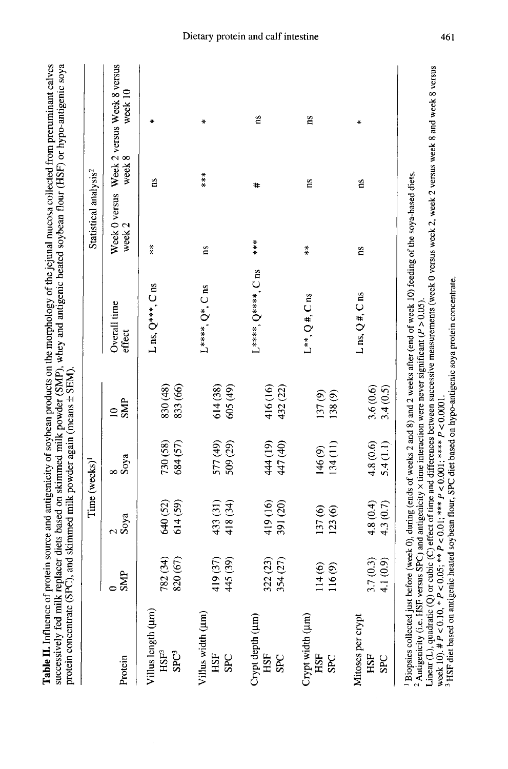**Table II.** Influence of protein source and antigenicity of soybean products on the morphology of the jejunal mucosa collected from preruminant calves successively fed milk replacer diets based on skimmed milk powder (SMP), whey and antigenic heated soybean flour (HSF) or hypo-antigenic soya protein concentrate (SPC), and skimmed milk powder again (means ± SEM).

| Protein | Time (weeks)[1] | | | | Statistical analysis[2] | | | |
|---|---|---|---|---|---|---|---|---|
| | 0 SMP | 2 Soya | 8 Soya | 10 SMP | Overall time effect | Week 0 versus week 2 | Week 2 versus week 8 | Week 8 versus week 10 |
| Villus length (μm) | | | | | L ns, Q***, C ns | ** | ns | * |
| HSF[3] | 782 (34) | 640 (52) | 730 (58) | 830 (48) | | | | |
| SPC[3] | 820 (67) | 614 (59) | 684 (57) | 833 (66) | | | | |
| Villus width (μm) | | | | | L****, Q*, C ns | ns | *** | * |
| HSF | 419 (37) | 433 (31) | 577 (49) | 614 (38) | | | | |
| SPC | 445 (39) | 418 (34) | 509 (29) | 605 (49) | | | | |
| Crypt depth (μm) | | | | | L****, Q****, C ns | *** | # | ns |
| HSF | 322 (23) | 419 (16) | 444 (19) | 416 (16) | | | | |
| SPC | 354 (27) | 391 (20) | 447 (40) | 432 (22) | | | | |
| Crypt width (μm) | | | | | L**, Q #, C ns | ** | ns | ns |
| HSF | 114 (6) | 137 (6) | 146 (9) | 137 (9) | | | | |
| SPC | 116 (9) | 123 (6) | 134 (11) | 138 (9) | | | | |
| Mitoses per crypt | | | | | L ns, Q #, C ns | ns | ns | * |
| HSF | 3.7 (0.3) | 4.8 (0.4) | 4.8 (0.6) | 3.6 (0.6) | | | | |
| SPC | 4.1 (0.9) | 4.3 (0.7) | 5.4 (1.1) | 3.4 (0.5) | | | | |

[1] Biopsies collected just before (week 0), during (ends of weeks 2 and 8) and 2 weeks after (end of week 10) feeding of the soya-based diets.
[2] Antigenicity (i.e. HSF versus SPC) and antigenicity × time interaction were never significant ($P > 0.05$).
Linear (L), quadratic (Q) or cubic (C) effect of time and differences between successive measurements (week 0 versus week 2, week 2 versus week 8 and week 8 versus week 10). # $P < 0.10$, * $P < 0.05$; ** $P < 0.01$; *** $P < 0.001$; **** $P < 0.0001$.
[3] HSF diet based on antigenic heated soybean flour, SPC diet based on hypo-antigenic soya protein concentrate.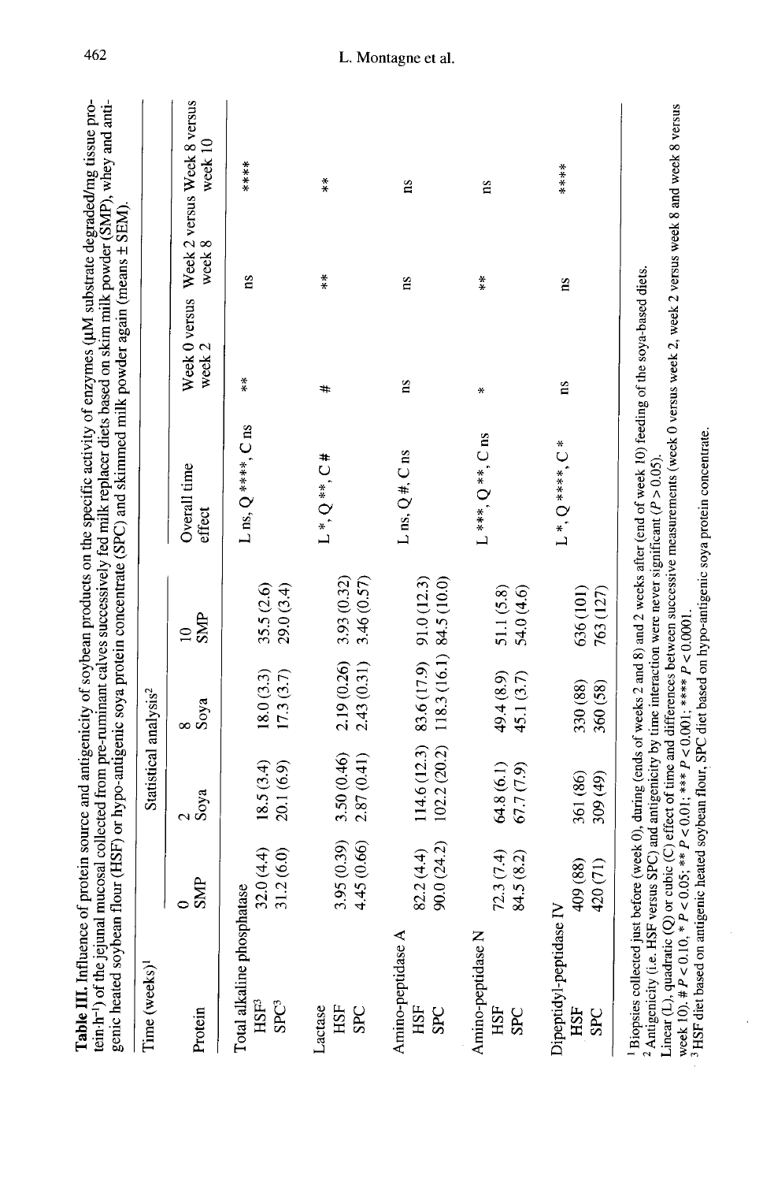**Table III.** Influence of protein source and antigenicity of soybean products on the specific activity of enzymes (μM substrate degraded/mg tissue protein·h[-1]) of the jejunal mucosal collected from pre-ruminant calves successively fed milk replacer diets based on skim milk powder (SMP), whey and antigenic heated soybean flour (HSF) or hypo-antigenic soya protein concentrate (SPC) and skimmed milk powder again (means ± SEM).

| Time (weeks)[1] | | | | | Statistical analysis[2] | | | |
|---|---|---|---|---|---|---|---|---|
| Protein | 0 SMP | 2 Soya | 8 Soya | 10 SMP | Overall time effect | Week 0 versus week 2 | Week 2 versus week 8 | Week 8 versus week 10 |
| Total alkaline phosphatase | | | | | L ns, Q ****, C ns | ** | ns | **** |
| HSF[3] | 32.0 (4.4) | 18.5 (3.4) | 18.0 (3.3) | 35.5 (2.6) | | | | |
| SPC[3] | 31.2 (6.0) | 20.1 (6.9) | 17.3 (3.7) | 29.0 (3.4) | | | | |
| Lactase | | | | | L *, Q **, C # | # | ** | ** |
| HSF | 3.95 (0.39) | 3.50 (0.46) | 2.19 (0.26) | 3.93 (0.32) | | | | |
| SPC | 4.45 (0.66) | 2.87 (0.41) | 2.43 (0.31) | 3.46 (0.57) | | | | |
| Amino-peptidase A | | | | | L ns, Q #, C ns | ns | ns | ns |
| HSF | 82.2 (4.4) | 114.6 (12.3) | 83.6 (17.9) | 91.0 (12.3) | | | | |
| SPC | 90.0 (24.2) | 102.2 (20.2) | 118.3 (16.1) | 84.5 (10.0) | | | | |
| Amino-peptidase N | | | | | L ***, Q **, C ns | * | ** | ns |
| HSF | 72.3 (7.4) | 64.8 (6.1) | 49.4 (8.9) | 51.1 (5.8) | | | | |
| SPC | 84.5 (8.2) | 67.7 (7.9) | 45.1 (3.7) | 54.0 (4.6) | | | | |
| Dipeptidyl-peptidase IV | | | | | L *, Q ****, C * | ns | ns | **** |
| HSF | 409 (88) | 361 (86) | 330 (88) | 636 (101) | | | | |
| SPC | 420 (71) | 309 (49) | 360 (58) | 763 (127) | | | | |

[1] Biopsies collected just before (week 0), during (ends of weeks 2 and 8) and 2 weeks after (end of week 10) feeding of the soya-based diets.
[2] Antigenicity (i.e. HSF versus SPC) and antigenicity by time interaction were never significant ($P > 0.05$).
Linear (L), quadratic (Q) or cubic (C) effect of time and differences between successive measurements (week 0 versus week 2, week 2 versus week 8 and week 8 versus week 10). # $P < 0.10$, * $P < 0.05$; ** $P < 0.01$; *** $P < 0.001$; **** $P < 0.0001$.
[3] HSF diet based on antigenic heated soybean flour, SPC diet based on hypo-antigenic soya protein concentrate.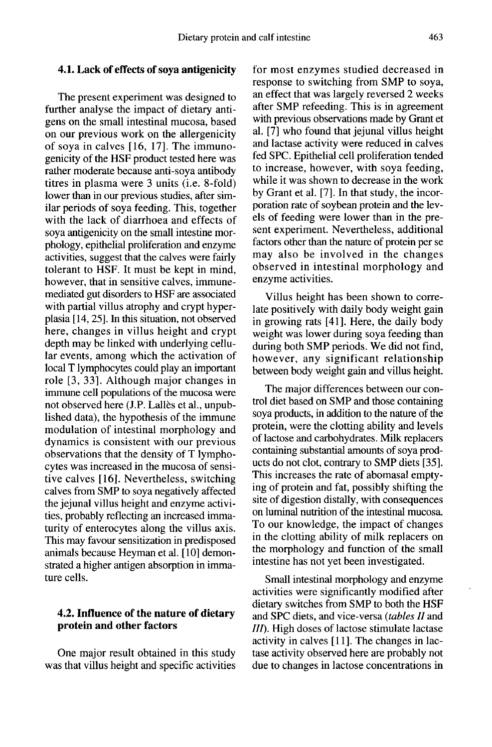### 4.1. Lack of effects of soya antigenicity

The present experiment was designed to further analyse the impact of dietary antigens on the small intestinal mucosa, based on our previous work on the allergenicity of soya in calves [16, 17]. The immunogenicity of the HSF product tested here was rather moderate because anti-soya antibody titres in plasma were 3 units (i.e. 8-fold) lower than in our previous studies, after similar periods of soya feeding. This, together with the lack of diarrhoea and effects of soya antigenicity on the small intestine morphology, epithelial proliferation and enzyme activities, suggest that the calves were fairly tolerant to HSF. It must be kept in mind, however, that in sensitive calves, immune-mediated gut disorders to HSF are associated with partial villus atrophy and crypt hyperplasia [14, 25]. In this situation, not observed here, changes in villus height and crypt depth may be linked with underlying cellular events, among which the activation of local T lymphocytes could play an important role [3, 33]. Although major changes in immune cell populations of the mucosa were not observed here (J.P. Lallès et al., unpublished data), the hypothesis of the immune modulation of intestinal morphology and dynamics is consistent with our previous observations that the density of T lymphocytes was increased in the mucosa of sensitive calves [16]. Nevertheless, switching calves from SMP to soya negatively affected the jejunal villus height and enzyme activities, probably reflecting an increased immaturity of enterocytes along the villus axis. This may favour sensitization in predisposed animals because Heyman et al. [10] demonstrated a higher antigen absorption in immature cells.

### 4.2. Influence of the nature of dietary protein and other factors

One major result obtained in this study was that villus height and specific activities for most enzymes studied decreased in response to switching from SMP to soya, an effect that was largely reversed 2 weeks after SMP refeeding. This is in agreement with previous observations made by Grant et al. [7] who found that jejunal villus height and lactase activity were reduced in calves fed SPC. Epithelial cell proliferation tended to increase, however, with soya feeding, while it was shown to decrease in the work by Grant et al. [7]. In that study, the incorporation rate of soybean protein and the levels of feeding were lower than in the present experiment. Nevertheless, additional factors other than the nature of protein per se may also be involved in the changes observed in intestinal morphology and enzyme activities.

Villus height has been shown to correlate positively with daily body weight gain in growing rats [41]. Here, the daily body weight was lower during soya feeding than during both SMP periods. We did not find, however, any significant relationship between body weight gain and villus height.

The major differences between our control diet based on SMP and those containing soya products, in addition to the nature of the protein, were the clotting ability and levels of lactose and carbohydrates. Milk replacers containing substantial amounts of soya products do not clot, contrary to SMP diets [35]. This increases the rate of abomasal emptying of protein and fat, possibly shifting the site of digestion distally, with consequences on luminal nutrition of the intestinal mucosa. To our knowledge, the impact of changes in the clotting ability of milk replacers on the morphology and function of the small intestine has not yet been investigated.

Small intestinal morphology and enzyme activities were significantly modified after dietary switches from SMP to both the HSF and SPC diets, and vice-versa (*tables II* and *III*). High doses of lactose stimulate lactase activity in calves [11]. The changes in lactase activity observed here are probably not due to changes in lactose concentrations in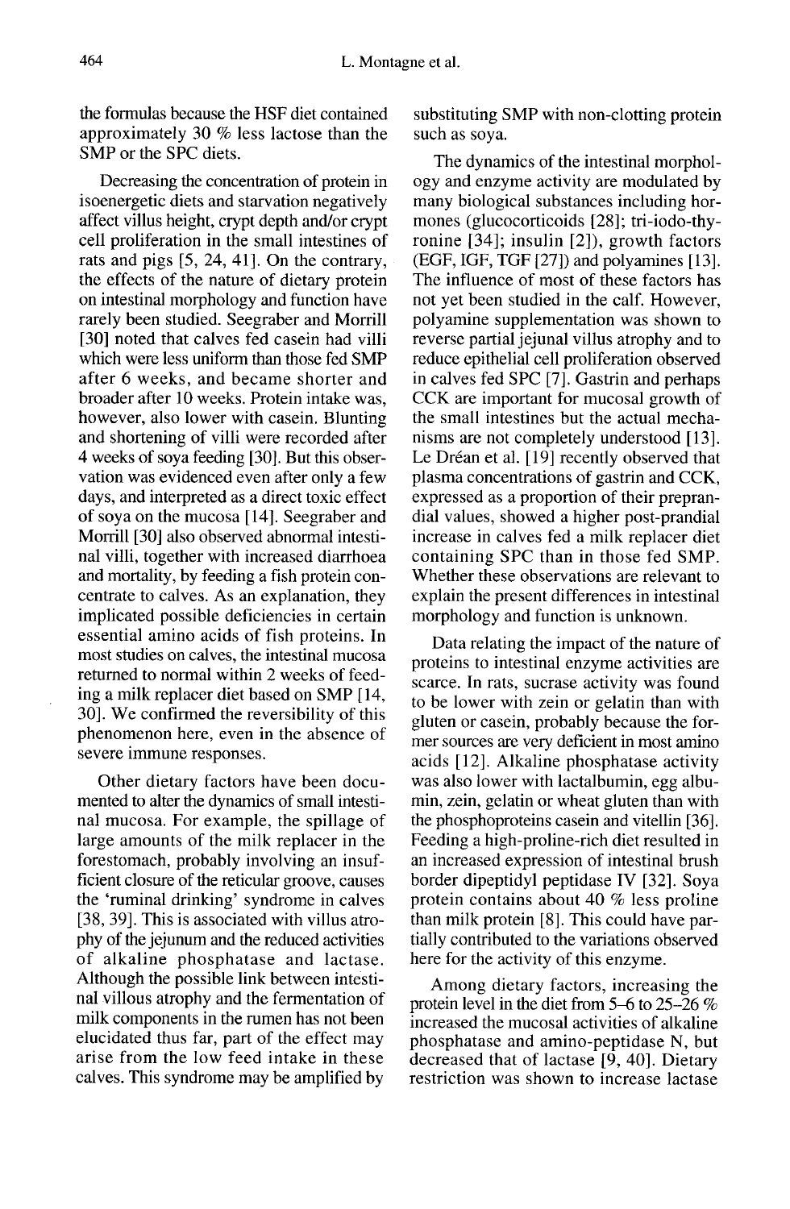the formulas because the HSF diet contained approximately 30 % less lactose than the SMP or the SPC diets.

Decreasing the concentration of protein in isoenergetic diets and starvation negatively affect villus height, crypt depth and/or crypt cell proliferation in the small intestines of rats and pigs [5, 24, 41]. On the contrary, the effects of the nature of dietary protein on intestinal morphology and function have rarely been studied. Seegraber and Morrill [30] noted that calves fed casein had villi which were less uniform than those fed SMP after 6 weeks, and became shorter and broader after 10 weeks. Protein intake was, however, also lower with casein. Blunting and shortening of villi were recorded after 4 weeks of soya feeding [30]. But this observation was evidenced even after only a few days, and interpreted as a direct toxic effect of soya on the mucosa [14]. Seegraber and Morrill [30] also observed abnormal intestinal villi, together with increased diarrhoea and mortality, by feeding a fish protein concentrate to calves. As an explanation, they implicated possible deficiencies in certain essential amino acids of fish proteins. In most studies on calves, the intestinal mucosa returned to normal within 2 weeks of feeding a milk replacer diet based on SMP [14, 30]. We confirmed the reversibility of this phenomenon here, even in the absence of severe immune responses.

Other dietary factors have been documented to alter the dynamics of small intestinal mucosa. For example, the spillage of large amounts of the milk replacer in the forestomach, probably involving an insufficient closure of the reticular groove, causes the 'ruminal drinking' syndrome in calves [38, 39]. This is associated with villus atrophy of the jejunum and the reduced activities of alkaline phosphatase and lactase. Although the possible link between intestinal villous atrophy and the fermentation of milk components in the rumen has not been elucidated thus far, part of the effect may arise from the low feed intake in these calves. This syndrome may be amplified by substituting SMP with non-clotting protein such as soya.

The dynamics of the intestinal morphology and enzyme activity are modulated by many biological substances including hormones (glucocorticoids [28]; tri-iodo-thyronine [34]; insulin [2]), growth factors (EGF, IGF, TGF [27]) and polyamines [13]. The influence of most of these factors has not yet been studied in the calf. However, polyamine supplementation was shown to reverse partial jejunal villus atrophy and to reduce epithelial cell proliferation observed in calves fed SPC [7]. Gastrin and perhaps CCK are important for mucosal growth of the small intestines but the actual mechanisms are not completely understood [13]. Le Dréan et al. [19] recently observed that plasma concentrations of gastrin and CCK, expressed as a proportion of their preprandial values, showed a higher post-prandial increase in calves fed a milk replacer diet containing SPC than in those fed SMP. Whether these observations are relevant to explain the present differences in intestinal morphology and function is unknown.

Data relating the impact of the nature of proteins to intestinal enzyme activities are scarce. In rats, sucrase activity was found to be lower with zein or gelatin than with gluten or casein, probably because the former sources are very deficient in most amino acids [12]. Alkaline phosphatase activity was also lower with lactalbumin, egg albumin, zein, gelatin or wheat gluten than with the phosphoproteins casein and vitellin [36]. Feeding a high-proline-rich diet resulted in an increased expression of intestinal brush border dipeptidyl peptidase IV [32]. Soya protein contains about 40 % less proline than milk protein [8]. This could have partially contributed to the variations observed here for the activity of this enzyme.

Among dietary factors, increasing the protein level in the diet from 5–6 to 25–26 % increased the mucosal activities of alkaline phosphatase and amino-peptidase N, but decreased that of lactase [9, 40]. Dietary restriction was shown to increase lactase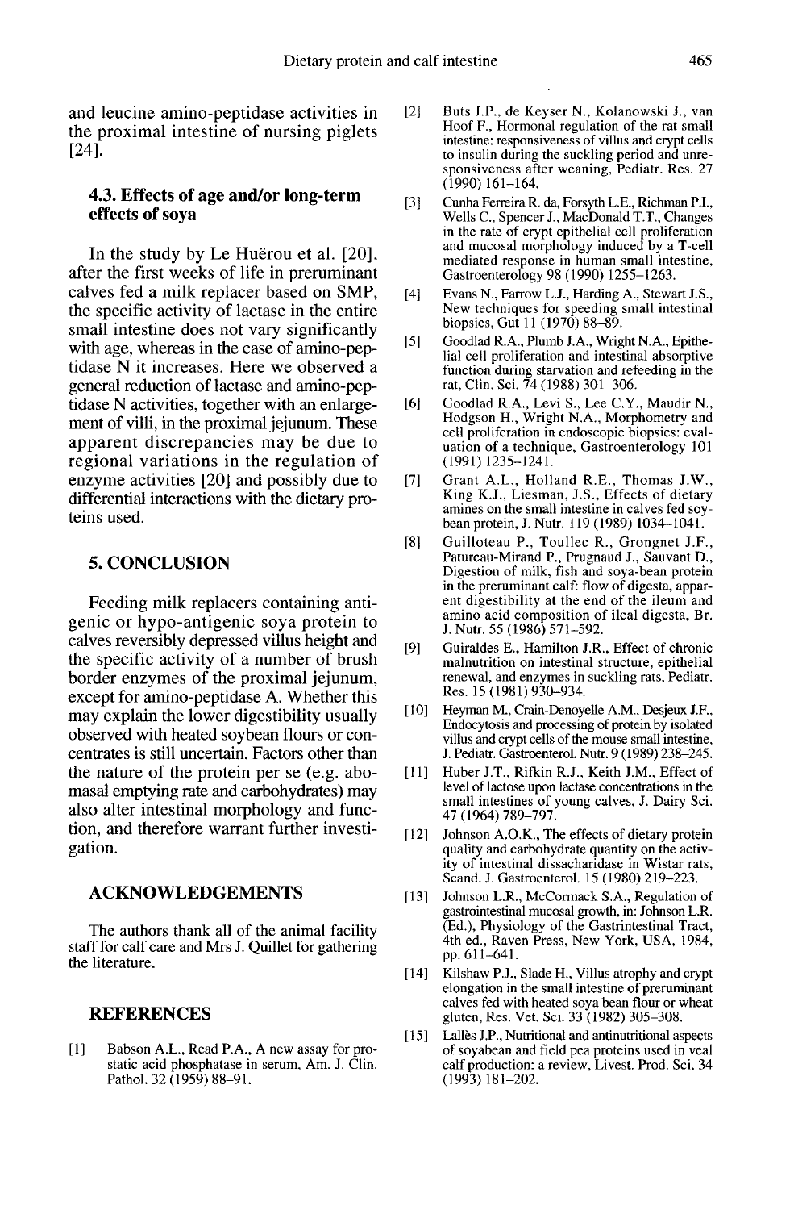and leucine amino-peptidase activities in the proximal intestine of nursing piglets [24].

### 4.3. Effects of age and/or long-term effects of soya

In the study by Le Huërou et al. [20], after the first weeks of life in preruminant calves fed a milk replacer based on SMP, the specific activity of lactase in the entire small intestine does not vary significantly with age, whereas in the case of amino-peptidase N it increases. Here we observed a general reduction of lactase and amino-peptidase N activities, together with an enlargement of villi, in the proximal jejunum. These apparent discrepancies may be due to regional variations in the regulation of enzyme activities [20] and possibly due to differential interactions with the dietary proteins used.

## 5. CONCLUSION

Feeding milk replacers containing antigenic or hypo-antigenic soya protein to calves reversibly depressed villus height and the specific activity of a number of brush border enzymes of the proximal jejunum, except for amino-peptidase A. Whether this may explain the lower digestibility usually observed with heated soybean flours or concentrates is still uncertain. Factors other than the nature of the protein per se (e.g. abomasal emptying rate and carbohydrates) may also alter intestinal morphology and function, and therefore warrant further investigation.

## ACKNOWLEDGEMENTS

The authors thank all of the animal facility staff for calf care and Mrs J. Quillet for gathering the literature.

## REFERENCES

[1] Babson A.L., Read P.A., A new assay for prostatic acid phosphatase in serum, Am. J. Clin. Pathol. 32 (1959) 88–91.

[2] Buts J.P., de Keyser N., Kolanowski J., van Hoof F., Hormonal regulation of the rat small intestine: responsiveness of villus and crypt cells to insulin during the suckling period and unresponsiveness after weaning, Pediatr. Res. 27 (1990) 161–164.

[3] Cunha Ferreira R. da, Forsyth L.E., Richman P.I., Wells C., Spencer J., MacDonald T.T., Changes in the rate of crypt epithelial cell proliferation and mucosal morphology induced by a T-cell mediated response in human small intestine, Gastroenterology 98 (1990) 1255–1263.

[4] Evans N., Farrow L.J., Harding A., Stewart J.S., New techniques for speeding small intestinal biopsies, Gut 11 (1970) 88–89.

[5] Goodlad R.A., Plumb J.A., Wright N.A., Epithelial cell proliferation and intestinal absorptive function during starvation and refeeding in the rat, Clin. Sci. 74 (1988) 301–306.

[6] Goodlad R.A., Levi S., Lee C.Y., Maudir N., Hodgson H., Wright N.A., Morphometry and cell proliferation in endoscopic biopsies: evaluation of a technique, Gastroenterology 101 (1991) 1235–1241.

[7] Grant A.L., Holland R.E., Thomas J.W., King K.J., Liesman, J.S., Effects of dietary amines on the small intestine in calves fed soybean protein, J. Nutr. 119 (1989) 1034–1041.

[8] Guilloteau P., Toullec R., Grongnet J.F., Patureau-Mirand P., Prugnaud J., Sauvant D., Digestion of milk, fish and soya-bean protein in the preruminant calf: flow of digesta, apparent digestibility at the end of the ileum and amino acid composition of ileal digesta, Br. J. Nutr. 55 (1986) 571–592.

[9] Guiraldes E., Hamilton J.R., Effect of chronic malnutrition on intestinal structure, epithelial renewal, and enzymes in suckling rats, Pediatr. Res. 15 (1981) 930–934.

[10] Heyman M., Crain-Denoyelle A.M., Desjeux J.F., Endocytosis and processing of protein by isolated villus and crypt cells of the mouse small intestine, J. Pediatr. Gastroenterol. Nutr. 9 (1989) 238–245.

[11] Huber J.T., Rifkin R.J., Keith J.M., Effect of level of lactose upon lactase concentrations in the small intestines of young calves, J. Dairy Sci. 47 (1964) 789–797.

[12] Johnson A.O.K., The effects of dietary protein quality and carbohydrate quantity on the activity of intestinal dissacharidase in Wistar rats, Scand. J. Gastroenterol. 15 (1980) 219–223.

[13] Johnson L.R., McCormack S.A., Regulation of gastrointestinal mucosal growth, in: Johnson L.R. (Ed.), Physiology of the Gastrintestinal Tract, 4th ed., Raven Press, New York, USA, 1984, pp. 611–641.

[14] Kilshaw P.J., Slade H., Villus atrophy and crypt elongation in the small intestine of preruminant calves fed with heated soya bean flour or wheat gluten, Res. Vet. Sci. 33 (1982) 305–308.

[15] Lallès J.P., Nutritional and antinutritional aspects of soyabean and field pea proteins used in veal calf production: a review, Livest. Prod. Sci. 34 (1993) 181–202.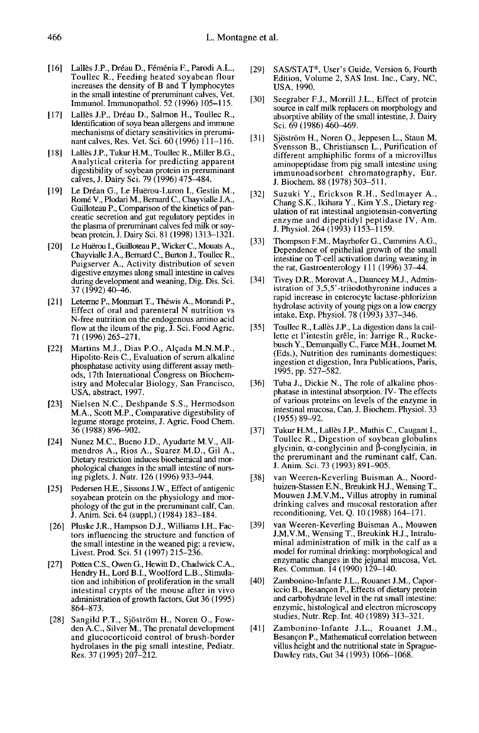[16] Lallès J.P., Dréau D., Féménia F., Parodi A.L., Toullec R., Feeding heated soyabean flour increases the density of B and T lymphocytes in the small intestine of preruminant calves, Vet. Immunol. Immunopathol. 52 (1996) 105–115.

[17] Lallès J.P., Dréau D., Salmon H., Toullec R., Identification of soya bean allergens and immune mechanisms of dietary sensitivities in preruminant calves, Res. Vet. Sci. 60 (1996) 111–116.

[18] Lallès J.P., Tukur H.M., Toullec R., Miller B.G., Analytical criteria for predicting apparent digestibility of soybean protein in preruminant calves, J. Dairy Sci. 79 (1996) 475–484.

[19] Le Dréan G., Le Huërou-Luron I., Gestin M., Romé V., Plodari M., Bernard C., Chayvialle J.A., Guilloteau P., Comparison of the kinetics of pancreatic secretion and gut regulatory peptides in the plasma of preruminant calves fed milk or soybean protein, J. Dairy Sci. 81 (1998) 1313–1321.

[20] Le Huërou I., Guilloteau P., Wicker C., Mouats A., Chayvialle J.A., Bernard C., Burton J., Toullec R., Puigserver A., Activity distribution of seven digestive enzymes along small intestine in calves during development and weaning, Dig. Dis. Sci. 37 (1992) 40–46.

[21] Leterme P., Monmart T., Théwis A., Morandi P., Effect of oral and parenteral N nutrition vs N-free nutrition on the endogenous amino acid flow at the ileum of the pig, J. Sci. Food Agric. 71 (1996) 265–271.

[22] Martins M.J., Dias P.O., Alçada M.N.M.P., Hipolito-Reis C., Evaluation of serum alkaline phosphatase activity using different assay methods, 17th International Congress on Biochemistry and Molecular Biology, San Francisco, USA, abstract, 1997.

[23] Nielsen N.C., Deshpande S.S., Hermodson M.A., Scott M.P., Comparative digestibility of legume storage proteins, J. Agric. Food Chem. 36 (1988) 896–902.

[24] Nunez M.C., Bueno J.D., Ayudarte M.V., Allmendros A., Rios A., Suarez M.D., Gil A., Dietary restriction induces biochemical and morphological changes in the small intestine of nursing piglets, J. Nutr. 126 (1996) 933–944.

[25] Pedersen H.E., Sissons J.W., Effect of antigenic soyabean protein on the physiology and morphology of the gut in the preruminant calf, Can. J. Anim. Sci. 64 (suppl.) (1984) 183–184.

[26] Pluske J.R., Hampson D.J., Williams I.H., Factors influencing the structure and function of the small intestine in the weaned pig: a review, Livest. Prod. Sci. 51 (1997) 215–236.

[27] Potten C.S., Owen G., Hewitt D., Chadwick C.A., Hendry H., Lord B.I., Woolford L.B., Stimulation and inhibition of proliferation in the small intestinal crypts of the mouse after in vivo administration of growth factors, Gut 36 (1995) 864–873.

[28] Sangild P.T., Sjöström H., Noren O., Fowden A.C., Silver M., The prenatal development and glucocorticoid control of brush-border hydrolases in the pig small intestine, Pediatr. Res. 37 (1995) 207–212.

[29] SAS/STAT®, User's Guide, Version 6, Fourth Edition, Volume 2, SAS Inst. Inc., Cary, NC, USA, 1990.

[30] Seegraber F.J., Morrill J.L., Effect of protein source in calf milk replacers on morphology and absorptive ability of the small intestine, J. Dairy Sci. 69 (1986) 460–469.

[31] Sjöström H., Noren O., Jeppesen L., Staun M, Svensson B., Christiansen L., Purification of different amphiphilic forms of a microvillus aminopeptidase from pig small intestine using immunoadsorbent chromatography, Eur. J. Biochem. 88 (1978) 503–511.

[32] Suzuki Y., Erickson R.H., Sedlmayer A., Chang S.K., Ikihara Y., Kim Y.S., Dietary regulation of rat intestinal angiotensin-converting enzyme and dipeptidyl peptidase IV, Am. J. Physiol. 264 (1993) 1153–1159.

[33] Thompson F.M., Mayrhofer G., Cummins A.G., Dependence of epithelial growth of the small intestine on T-cell activation during weaning in the rat, Gastroenterology 111 (1996) 37–44.

[34] Tivey D.R., Morovat A., Dauncey M.J., Administration of 3,5,5'-triiodothyronine induces a rapid increase in enterocyte lactase-phlorizinn hydrolase activity of young pigs on a low energy intake, Exp. Physiol. 78 (1993) 337–346.

[35] Toullec R., Lallès J.P., La digestion dans la caillette et l'intestin grêle, in: Jarrige R., Ruckebusch Y., Demarquilly C., Farce M.H., Journet M. (Eds.), Nutrition des ruminants domestiques: ingestion et digestion, Inra Publications, Paris, 1995, pp. 527–582.

[36] Tuba J., Dickie N., The role of alkaline phosphatase in intestinal absorption. IV- The effects of various proteins on levels of the enzyme in intestinal mucosa, Can. J. Biochem. Physiol. 33 (1955) 89–92.

[37] Tukur H.M., Lallès J.P., Mathis C., Caugant I., Toullec R., Digestion of soybean globulins glycinin, α-conglycinin and β-conglycinin, in the preruminant and the ruminant calf, Can. J. Anim. Sci. 73 (1993) 891–905.

[38] van Weeren-Keverling Buisman A., Noordhuizen-Stassen E.N., Breukink H.J., Wensing T., Mouwen J.M.V.M., Villus atrophy in ruminal drinking calves and mucosal restoration after reconditioning, Vet. Q. 10 (1988) 164–171.

[39] van Weeren-Keverling Buisman A., Mouwen J.M.V.M., Wensing T., Breukink H.J., Intraluminal administration of milk in the calf as a model for ruminal drinking: morphological and enzymatic changes in the jejunal mucosa, Vet. Res. Commun. 14 (1990) 129–140.

[40] Zambonino-Infante J.L., Rouanet J.M., Caporiccio B., Besançon P., Effects of dietary protein and carbohydrate level in the rat small intestine: enzymic, histological and electron microscopy studies, Nutr. Rep. Int. 40 (1989) 313–321.

[41] Zambonino-Infante J.L., Rouanet J.M., Besançon P., Mathematical correlation between villus height and the nutritional state in Sprague-Dawley rats, Gut 34 (1993) 1066–1068.